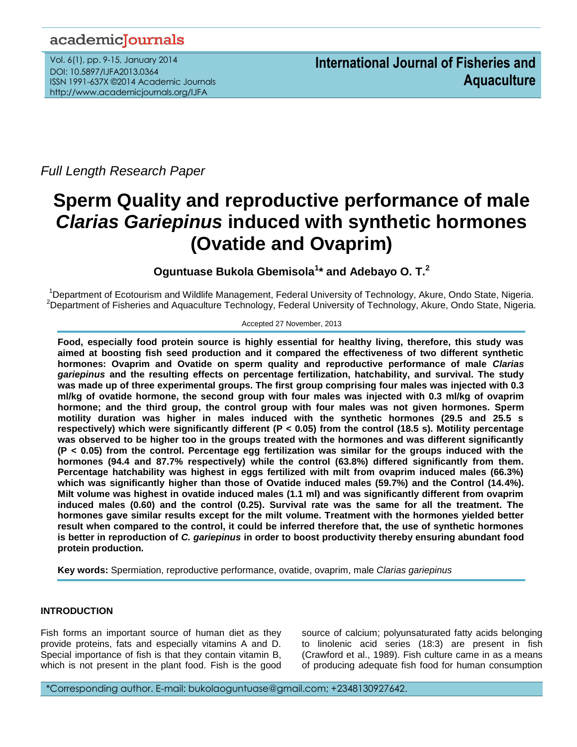Full Length Research Paper

# Sperm Quality and reproductive performance of male *Clarias Gariepinus* induced with synthetic hormones (Ovatide and Ovaprim)

**Oguntuase Bukola Gbemisola[1]* and Adebayo O. T.[2]**

[1]Department of Ecotourism and Wildlife Management, Federal University of Technology, Akure, Ondo State, Nigeria.
[2]Department of Fisheries and Aquaculture Technology, Federal University of Technology, Akure, Ondo State, Nigeria.

Accepted 27 November, 2013

**Food, especially food protein source is highly essential for healthy living, therefore, this study was aimed at boosting fish seed production and it compared the effectiveness of two different synthetic hormones: Ovaprim and Ovatide on sperm quality and reproductive performance of male *Clarias gariepinus* and the resulting effects on percentage fertilization, hatchability, and survival. The study was made up of three experimental groups. The first group comprising four males was injected with 0.3 ml/kg of ovatide hormone, the second group with four males was injected with 0.3 ml/kg of ovaprim hormone; and the third group, the control group with four males was not given hormones. Sperm motility duration was higher in males induced with the synthetic hormones (29.5 and 25.5 s respectively) which were significantly different ($P < 0.05$) from the control (18.5 s). Motility percentage was observed to be higher too in the groups treated with the hormones and was different significantly ($P < 0.05$) from the control. Percentage egg fertilization was similar for the groups induced with the hormones (94.4 and 87.7% respectively) while the control (63.8%) differed significantly from them. Percentage hatchability was highest in eggs fertilized with milt from ovaprim induced males (66.3%) which was significantly higher than those of Ovatide induced males (59.7%) and the Control (14.4%). Milt volume was highest in ovatide induced males (1.1 ml) and was significantly different from ovaprim induced males (0.60) and the control (0.25). Survival rate was the same for all the treatment. The hormones gave similar results except for the milt volume. Treatment with the hormones yielded better result when compared to the control, it could be inferred therefore that, the use of synthetic hormones is better in reproduction of *C. gariepinus* in order to boost productivity thereby ensuring abundant food protein production.**

**Key words:** Spermiation, reproductive performance, ovatide, ovaprim, male *Clarias gariepinus*

## INTRODUCTION

Fish forms an important source of human diet as they provide proteins, fats and especially vitamins A and D. Special importance of fish is that they contain vitamin B, which is not present in the plant food. Fish is the good source of calcium; polyunsaturated fatty acids belonging to linolenic acid series (18:3) are present in fish (Crawford et al., 1989). Fish culture came in as a means of producing adequate fish food for human consumption

*Corresponding author. E-mail: bukolaoguntuase@gmail.com; +2348130927642.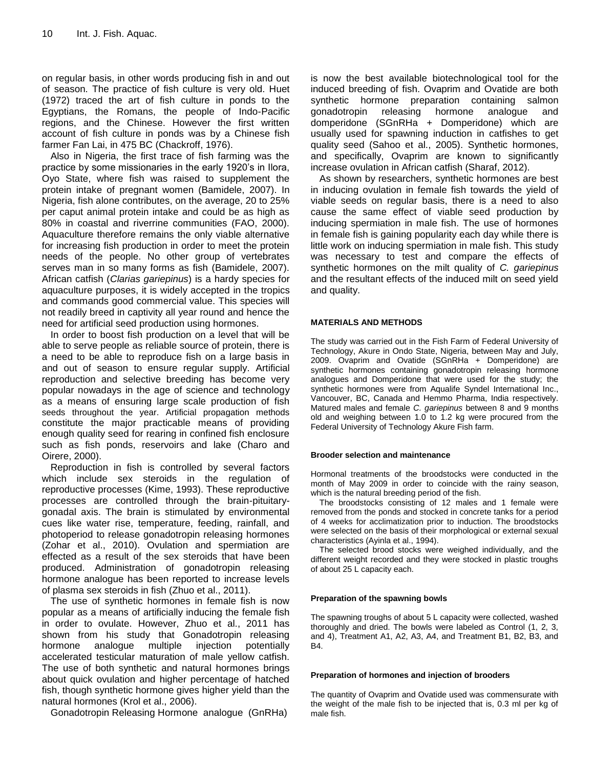on regular basis, in other words producing fish in and out of season. The practice of fish culture is very old. Huet (1972) traced the art of fish culture in ponds to the Egyptians, the Romans, the people of Indo-Pacific regions, and the Chinese. However the first written account of fish culture in ponds was by a Chinese fish farmer Fan Lai, in 475 BC (Chackroff, 1976).

Also in Nigeria, the first trace of fish farming was the practice by some missionaries in the early 1920's in Ilora, Oyo State, where fish was raised to supplement the protein intake of pregnant women (Bamidele, 2007). In Nigeria, fish alone contributes, on the average, 20 to 25% per caput animal protein intake and could be as high as 80% in coastal and riverrine communities (FAO, 2000). Aquaculture therefore remains the only viable alternative for increasing fish production in order to meet the protein needs of the people. No other group of vertebrates serves man in so many forms as fish (Bamidele, 2007). African catfish (*Clarias gariepinus*) is a hardy species for aquaculture purposes, it is widely accepted in the tropics and commands good commercial value. This species will not readily breed in captivity all year round and hence the need for artificial seed production using hormones.

In order to boost fish production on a level that will be able to serve people as reliable source of protein, there is a need to be able to reproduce fish on a large basis in and out of season to ensure regular supply. Artificial reproduction and selective breeding has become very popular nowadays in the age of science and technology as a means of ensuring large scale production of fish seeds throughout the year. Artificial propagation methods constitute the major practicable means of providing enough quality seed for rearing in confined fish enclosure such as fish ponds, reservoirs and lake (Charo and Oirere, 2000).

Reproduction in fish is controlled by several factors which include sex steroids in the regulation of reproductive processes (Kime, 1993). These reproductive processes are controlled through the brain-pituitary-gonadal axis. The brain is stimulated by environmental cues like water rise, temperature, feeding, rainfall, and photoperiod to release gonadotropin releasing hormones (Zohar et al., 2010). Ovulation and spermiation are effected as a result of the sex steroids that have been produced. Administration of gonadotropin releasing hormone analogue has been reported to increase levels of plasma sex steroids in fish (Zhuo et al., 2011).

The use of synthetic hormones in female fish is now popular as a means of artificially inducing the female fish in order to ovulate. However, Zhuo et al., 2011 has shown from his study that Gonadotropin releasing hormone analogue multiple injection potentially accelerated testicular maturation of male yellow catfish. The use of both synthetic and natural hormones brings about quick ovulation and higher percentage of hatched fish, though synthetic hormone gives higher yield than the natural hormones (Krol et al., 2006).

Gonadotropin Releasing Hormone analogue (GnRHa) is now the best available biotechnological tool for the induced breeding of fish. Ovaprim and Ovatide are both synthetic hormone preparation containing salmon gonadotropin releasing hormone analogue and domperidone (SGnRHa + Domperidone) which are usually used for spawning induction in catfishes to get quality seed (Sahoo et al., 2005). Synthetic hormones, and specifically, Ovaprim are known to significantly increase ovulation in African catfish (Sharaf, 2012).

As shown by researchers, synthetic hormones are best in inducing ovulation in female fish towards the yield of viable seeds on regular basis, there is a need to also cause the same effect of viable seed production by inducing spermiation in male fish. The use of hormones in female fish is gaining popularity each day while there is little work on inducing spermiation in male fish. This study was necessary to test and compare the effects of synthetic hormones on the milt quality of *C. gariepinus* and the resultant effects of the induced milt on seed yield and quality.

## MATERIALS AND METHODS

The study was carried out in the Fish Farm of Federal University of Technology, Akure in Ondo State, Nigeria, between May and July, 2009. Ovaprim and Ovatide (SGnRHa + Domperidone) are synthetic hormones containing gonadotropin releasing hormone analogues and Domperidone that were used for the study; the synthetic hormones were from Aqualife Syndel International Inc., Vancouver, BC, Canada and Hemmo Pharma, India respectively. Matured males and female *C. gariepinus* between 8 and 9 months old and weighing between 1.0 to 1.2 kg were procured from the Federal University of Technology Akure Fish farm.

### Brooder selection and maintenance

Hormonal treatments of the broodstocks were conducted in the month of May 2009 in order to coincide with the rainy season, which is the natural breeding period of the fish.

The broodstocks consisting of 12 males and 1 female were removed from the ponds and stocked in concrete tanks for a period of 4 weeks for acclimatization prior to induction. The broodstocks were selected on the basis of their morphological or external sexual characteristics (Ayinla et al., 1994).

The selected brood stocks were weighed individually, and the different weight recorded and they were stocked in plastic troughs of about 25 L capacity each.

### Preparation of the spawning bowls

The spawning troughs of about 5 L capacity were collected, washed thoroughly and dried. The bowls were labeled as Control (1, 2, 3, and 4), Treatment A1, A2, A3, A4, and Treatment B1, B2, B3, and B4.

### Preparation of hormones and injection of brooders

The quantity of Ovaprim and Ovatide used was commensurate with the weight of the male fish to be injected that is, 0.3 ml per kg of male fish.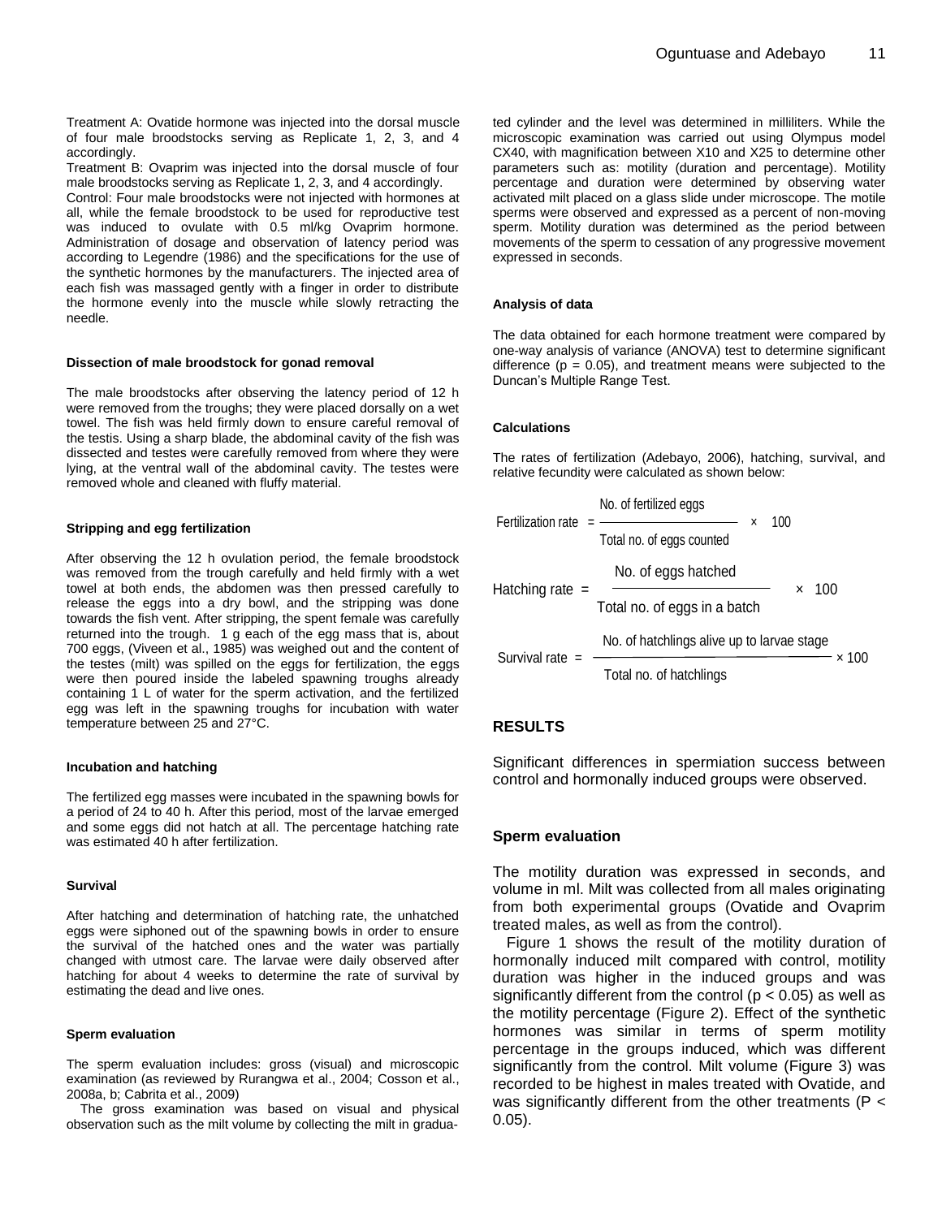Treatment A: Ovatide hormone was injected into the dorsal muscle of four male broodstocks serving as Replicate 1, 2, 3, and 4 accordingly.

Treatment B: Ovaprim was injected into the dorsal muscle of four male broodstocks serving as Replicate 1, 2, 3, and 4 accordingly.

Control: Four male broodstocks were not injected with hormones at all, while the female broodstock to be used for reproductive test was induced to ovulate with 0.5 ml/kg Ovaprim hormone. Administration of dosage and observation of latency period was according to Legendre (1986) and the specifications for the use of the synthetic hormones by the manufacturers. The injected area of each fish was massaged gently with a finger in order to distribute the hormone evenly into the muscle while slowly retracting the needle.

#### Dissection of male broodstock for gonad removal

The male broodstocks after observing the latency period of 12 h were removed from the troughs; they were placed dorsally on a wet towel. The fish was held firmly down to ensure careful removal of the testis. Using a sharp blade, the abdominal cavity of the fish was dissected and testes were carefully removed from where they were lying, at the ventral wall of the abdominal cavity. The testes were removed whole and cleaned with fluffy material.

#### Stripping and egg fertilization

After observing the 12 h ovulation period, the female broodstock was removed from the trough carefully and held firmly with a wet towel at both ends, the abdomen was then pressed carefully to release the eggs into a dry bowl, and the stripping was done towards the fish vent. After stripping, the spent female was carefully returned into the trough. 1 g each of the egg mass that is, about 700 eggs, (Viveen et al., 1985) was weighed out and the content of the testes (milt) was spilled on the eggs for fertilization, the eggs were then poured inside the labeled spawning troughs already containing 1 L of water for the sperm activation, and the fertilized egg was left in the spawning troughs for incubation with water temperature between 25 and 27°C.

#### Incubation and hatching

The fertilized egg masses were incubated in the spawning bowls for a period of 24 to 40 h. After this period, most of the larvae emerged and some eggs did not hatch at all. The percentage hatching rate was estimated 40 h after fertilization.

#### Survival

After hatching and determination of hatching rate, the unhatched eggs were siphoned out of the spawning bowls in order to ensure the survival of the hatched ones and the water was partially changed with utmost care. The larvae were daily observed after hatching for about 4 weeks to determine the rate of survival by estimating the dead and live ones.

#### Sperm evaluation

The sperm evaluation includes: gross (visual) and microscopic examination (as reviewed by Rurangwa et al., 2004; Cosson et al., 2008a, b; Cabrita et al., 2009)

The gross examination was based on visual and physical observation such as the milt volume by collecting the milt in graduated cylinder and the level was determined in milliliters. While the microscopic examination was carried out using Olympus model CX40, with magnification between X10 and X25 to determine other parameters such as: motility (duration and percentage). Motility percentage and duration were determined by observing water activated milt placed on a glass slide under microscope. The motile sperms were observed and expressed as a percent of non-moving sperm. Motility duration was determined as the period between movements of the sperm to cessation of any progressive movement expressed in seconds.

#### Analysis of data

The data obtained for each hormone treatment were compared by one-way analysis of variance (ANOVA) test to determine significant difference ($p = 0.05$), and treatment means were subjected to the Duncan's Multiple Range Test.

#### Calculations

The rates of fertilization (Adebayo, 2006), hatching, survival, and relative fecundity were calculated as shown below:

$$\text{Fertilization rate} = \frac{\text{No. of fertilized eggs}}{\text{Total no. of eggs counted}} \times 100$$

$$\text{Hatching rate} = \frac{\text{No. of eggs hatched}}{\text{Total no. of eggs in a batch}} \times 100$$

$$\text{Survival rate} = \frac{\text{No. of hatchlings alive up to larvae stage}}{\text{Total no. of hatchlings}} \times 100$$

## RESULTS

Significant differences in spermiation success between control and hormonally induced groups were observed.

### Sperm evaluation

The motility duration was expressed in seconds, and volume in ml. Milt was collected from all males originating from both experimental groups (Ovatide and Ovaprim treated males, as well as from the control).

Figure 1 shows the result of the motility duration of hormonally induced milt compared with control, motility duration was higher in the induced groups and was significantly different from the control ($p < 0.05$) as well as the motility percentage (Figure 2). Effect of the synthetic hormones was similar in terms of sperm motility percentage in the groups induced, which was different significantly from the control. Milt volume (Figure 3) was recorded to be highest in males treated with Ovatide, and was significantly different from the other treatments ($P < 0.05$).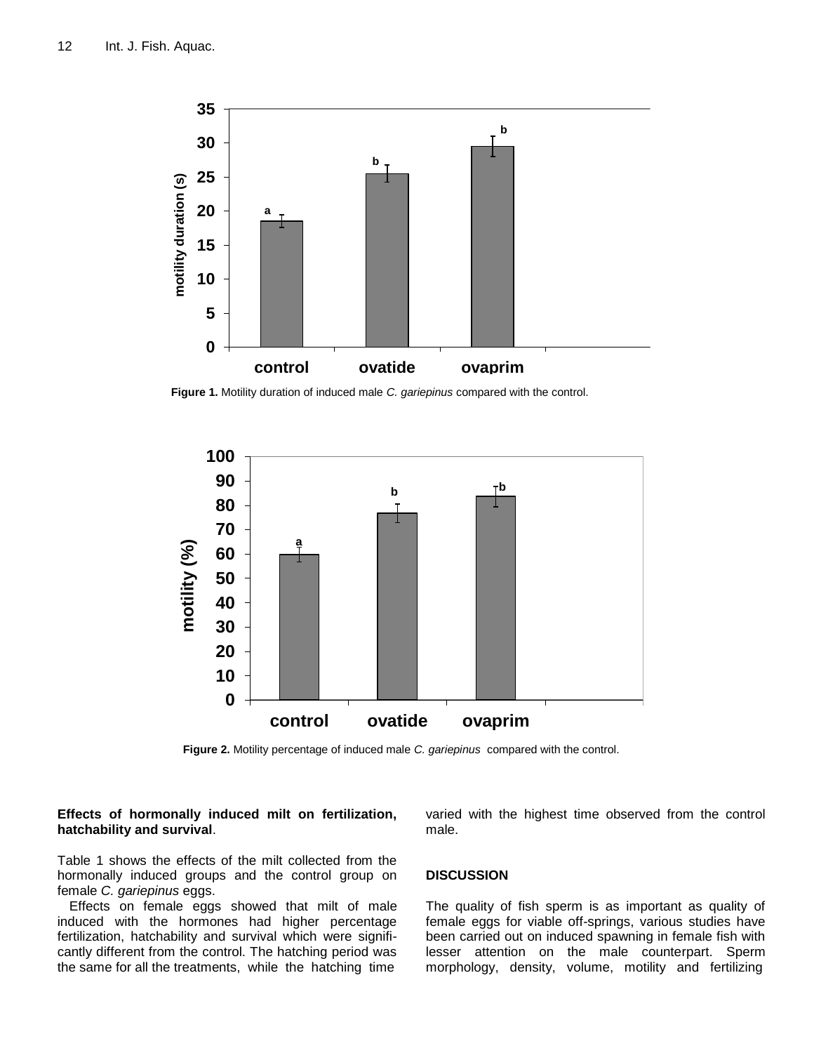**Figure 1.** Motility duration of induced male *C. gariepinus* compared with the control.

**Figure 2.** Motility percentage of induced male *C. gariepinus* compared with the control.

**Effects of hormonally induced milt on fertilization, hatchability and survival**.

Table 1 shows the effects of the milt collected from the hormonally induced groups and the control group on female *C. gariepinus* eggs.

Effects on female eggs showed that milt of male induced with the hormones had higher percentage fertilization, hatchability and survival which were significantly different from the control. The hatching period was the same for all the treatments, while the hatching time varied with the highest time observed from the control male.

## DISCUSSION

The quality of fish sperm is as important as quality of female eggs for viable off-springs, various studies have been carried out on induced spawning in female fish with lesser attention on the male counterpart. Sperm morphology, density, volume, motility and fertilizing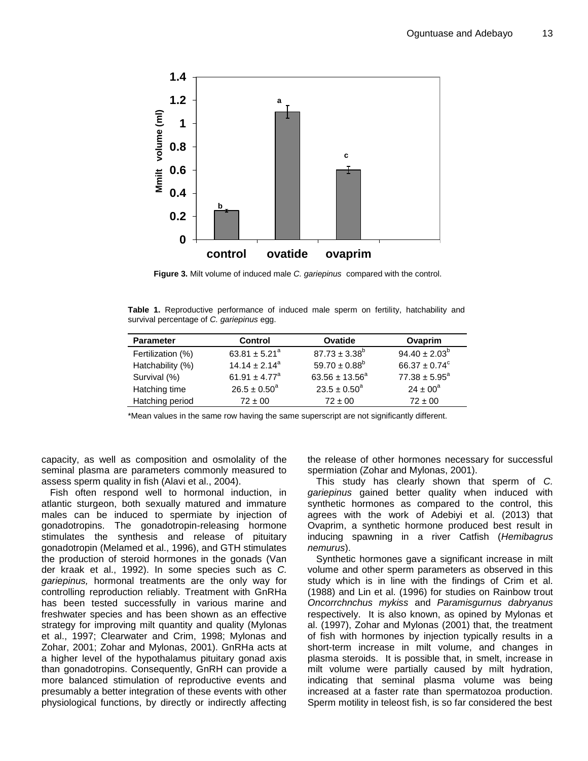**Figure 3.** Milt volume of induced male *C. gariepinus* compared with the control.

**Table 1.** Reproductive performance of induced male sperm on fertility, hatchability and survival percentage of *C. gariepinus* egg.

| Parameter | Control | Ovatide | Ovaprim |
|---|---|---|---|
| Fertilization (%) | $63.81 \pm 5.21^{a}$ | $87.73 \pm 3.38^{b}$ | $94.40 \pm 2.03^{b}$ |
| Hatchability (%) | $14.14 \pm 2.14^{a}$ | $59.70 \pm 0.88^{b}$ | $66.37 \pm 0.74^{c}$ |
| Survival (%) | $61.91 \pm 4.77^{a}$ | $63.56 \pm 13.56^{a}$ | $77.38 \pm 5.95^{a}$ |
| Hatching time | $26.5 \pm 0.50^{a}$ | $23.5 \pm 0.50^{a}$ | $24 \pm 00^{a}$ |
| Hatching period | 72 ± 00 | 72 ± 00 | 72 ± 00 |

*Mean values in the same row having the same superscript are not significantly different.

capacity, as well as composition and osmolality of the seminal plasma are parameters commonly measured to assess sperm quality in fish (Alavi et al., 2004).

Fish often respond well to hormonal induction, in atlantic sturgeon, both sexually matured and immature males can be induced to spermiate by injection of gonadotropins. The gonadotropin-releasing hormone stimulates the synthesis and release of pituitary gonadotropin (Melamed et al., 1996), and GTH stimulates the production of steroid hormones in the gonads (Van der kraak et al., 1992). In some species such as *C. gariepinus,* hormonal treatments are the only way for controlling reproduction reliably. Treatment with GnRHa has been tested successfully in various marine and freshwater species and has been shown as an effective strategy for improving milt quantity and quality (Mylonas et al., 1997; Clearwater and Crim, 1998; Mylonas and Zohar, 2001; Zohar and Mylonas, 2001). GnRHa acts at a higher level of the hypothalamus pituitary gonad axis than gonadotropins. Consequently, GnRH can provide a more balanced stimulation of reproductive events and presumably a better integration of these events with other physiological functions, by directly or indirectly affecting the release of other hormones necessary for successful spermiation (Zohar and Mylonas, 2001).

This study has clearly shown that sperm of *C. gariepinus* gained better quality when induced with synthetic hormones as compared to the control, this agrees with the work of Adebiyi et al. (2013) that Ovaprim, a synthetic hormone produced best result in inducing spawning in a river Catfish (*Hemibagrus nemurus*).

Synthetic hormones gave a significant increase in milt volume and other sperm parameters as observed in this study which is in line with the findings of Crim et al. (1988) and Lin et al. (1996) for studies on Rainbow trout *Oncorrchnchus mykiss* and *Paramisgurnus dabryanus* respectively. It is also known, as opined by Mylonas et al. (1997), Zohar and Mylonas (2001) that, the treatment of fish with hormones by injection typically results in a short-term increase in milt volume, and changes in plasma steroids. It is possible that, in smelt, increase in milt volume were partially caused by milt hydration, indicating that seminal plasma volume was being increased at a faster rate than spermatozoa production. Sperm motility in teleost fish, is so far considered the best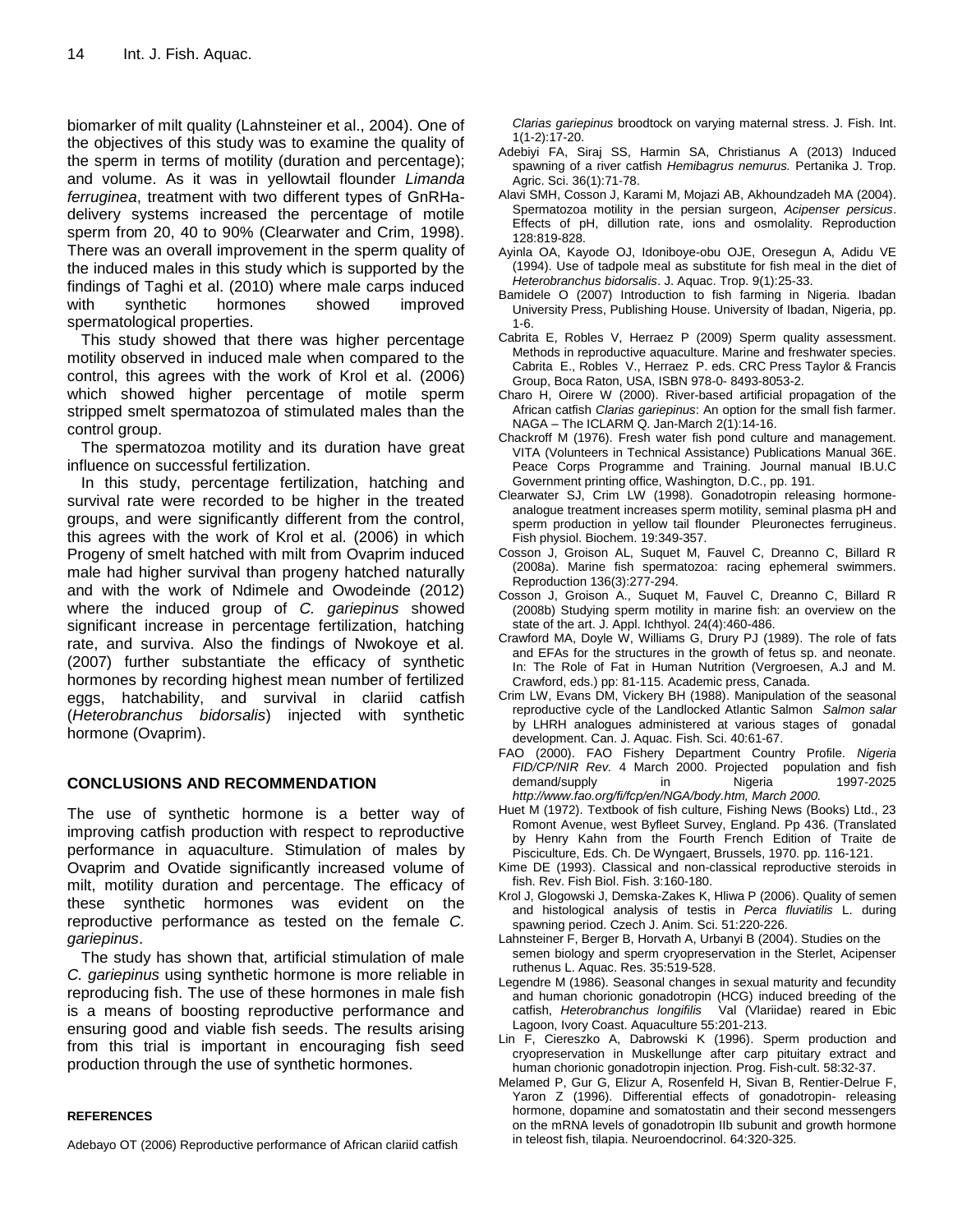biomarker of milt quality (Lahnsteiner et al., 2004). One of the objectives of this study was to examine the quality of the sperm in terms of motility (duration and percentage); and volume. As it was in yellowtail flounder *Limanda ferruginea*, treatment with two different types of GnRHa-delivery systems increased the percentage of motile sperm from 20, 40 to 90% (Clearwater and Crim, 1998). There was an overall improvement in the sperm quality of the induced males in this study which is supported by the findings of Taghi et al. (2010) where male carps induced with synthetic hormones showed improved spermatological properties.

This study showed that there was higher percentage motility observed in induced male when compared to the control, this agrees with the work of Krol et al. (2006) which showed higher percentage of motile sperm stripped smelt spermatozoa of stimulated males than the control group.

The spermatozoa motility and its duration have great influence on successful fertilization.

In this study, percentage fertilization, hatching and survival rate were recorded to be higher in the treated groups, and were significantly different from the control, this agrees with the work of Krol et al. (2006) in which Progeny of smelt hatched with milt from Ovaprim induced male had higher survival than progeny hatched naturally and with the work of Ndimele and Owodeinde (2012) where the induced group of *C. gariepinus* showed significant increase in percentage fertilization, hatching rate, and surviva. Also the findings of Nwokoye et al. (2007) further substantiate the efficacy of synthetic hormones by recording highest mean number of fertilized eggs, hatchability, and survival in clariid catfish (*Heterobranchus bidorsalis*) injected with synthetic hormone (Ovaprim).

## CONCLUSIONS AND RECOMMENDATION

The use of synthetic hormone is a better way of improving catfish production with respect to reproductive performance in aquaculture. Stimulation of males by Ovaprim and Ovatide significantly increased volume of milt, motility duration and percentage. The efficacy of these synthetic hormones was evident on the reproductive performance as tested on the female *C. gariepinus*.

The study has shown that, artificial stimulation of male *C. gariepinus* using synthetic hormone is more reliable in reproducing fish. The use of these hormones in male fish is a means of boosting reproductive performance and ensuring good and viable fish seeds. The results arising from this trial is important in encouraging fish seed production through the use of synthetic hormones.

## REFERENCES

Adebayo OT (2006) Reproductive performance of African clariid catfish *Clarias gariepinus* broodtock on varying maternal stress. J. Fish. Int. 1(1-2):17-20.

Adebiyi FA, Siraj SS, Harmin SA, Christianus A (2013) Induced spawning of a river catfish *Hemibagrus nemurus.* Pertanika J. Trop. Agric. Sci. 36(1):71-78.

Alavi SMH, Cosson J, Karami M, Mojazi AB, Akhoundzadeh MA (2004). Spermatozoa motility in the persian surgeon, *Acipenser persicus*. Effects of pH, dillution rate, ions and osmolality. Reproduction 128:819-828.

Ayinla OA, Kayode OJ, Idoniboye-obu OJE, Oresegun A, Adidu VE (1994). Use of tadpole meal as substitute for fish meal in the diet of *Heterobranchus bidorsalis*. J. Aquac. Trop. 9(1):25-33.

Bamidele O (2007) Introduction to fish farming in Nigeria. Ibadan University Press, Publishing House. University of Ibadan, Nigeria, pp. 1-6.

Cabrita E, Robles V, Herraez P (2009) Sperm quality assessment. Methods in reproductive aquaculture. Marine and freshwater species. Cabrita E., Robles V., Herraez P. eds. CRC Press Taylor & Francis Group, Boca Raton, USA, ISBN 978-0- 8493-8053-2.

Charo H, Oirere W (2000). River-based artificial propagation of the African catfish *Clarias gariepinus*: An option for the small fish farmer. NAGA – The ICLARM Q. Jan-March 2(1):14-16.

Chackroff M (1976). Fresh water fish pond culture and management. VITA (Volunteers in Technical Assistance) Publications Manual 36E. Peace Corps Programme and Training. Journal manual IB.U.C Government printing office, Washington, D.C., pp. 191.

Clearwater SJ, Crim LW (1998). Gonadotropin releasing hormone-analogue treatment increases sperm motility, seminal plasma pH and sperm production in yellow tail flounder Pleuronectes ferrugineus. Fish physiol. Biochem. 19:349-357.

Cosson J, Groison AL, Suquet M, Fauvel C, Dreanno C, Billard R (2008a). Marine fish spermatozoa: racing ephemeral swimmers. Reproduction 136(3):277-294.

Cosson J, Groison A., Suquet M, Fauvel C, Dreanno C, Billard R (2008b) Studying sperm motility in marine fish: an overview on the state of the art. J. Appl. Ichthyol. 24(4):460-486.

Crawford MA, Doyle W, Williams G, Drury PJ (1989). The role of fats and EFAs for the structures in the growth of fetus sp. and neonate. In: The Role of Fat in Human Nutrition (Vergroesen, A.J and M. Crawford, eds.) pp: 81-115. Academic press, Canada.

Crim LW, Evans DM, Vickery BH (1988). Manipulation of the seasonal reproductive cycle of the Landlocked Atlantic Salmon *Salmon salar* by LHRH analogues administered at various stages of gonadal development. Can. J. Aquac. Fish. Sci. 40:61-67.

FAO (2000). FAO Fishery Department Country Profile. *Nigeria FID/CP/NIR Rev.* 4 March 2000. Projected population and fish demand/supply in Nigeria 1997-2025 *http://www.fao.org/fi/fcp/en/NGA/body.htm, March 2000.*

Huet M (1972). Textbook of fish culture, Fishing News (Books) Ltd., 23 Romont Avenue, west Byfleet Survey, England. Pp 436. (Translated by Henry Kahn from the Fourth French Edition of Traite de Pisciculture, Eds. Ch. De Wyngaert, Brussels, 1970. pp. 116-121.

Kime DE (1993). Classical and non-classical reproductive steroids in fish. Rev. Fish Biol. Fish. 3:160-180.

Krol J, Glogowski J, Demska-Zakes K, Hliwa P (2006). Quality of semen and histological analysis of testis in *Perca fluviatilis* L. during spawning period. Czech J. Anim. Sci. 51:220-226.

Lahnsteiner F, Berger B, Horvath A, Urbanyi B (2004). Studies on the semen biology and sperm cryopreservation in the Sterlet, Acipenser ruthenus L. Aquac. Res. 35:519-528.

Legendre M (1986). Seasonal changes in sexual maturity and fecundity and human chorionic gonadotropin (HCG) induced breeding of the catfish, *Heterobranchus longifilis* Val (Vlariidae) reared in Ebic Lagoon, Ivory Coast. Aquaculture 55:201-213.

Lin F, Ciereszko A, Dabrowski K (1996). Sperm production and cryopreservation in Muskellunge after carp pituitary extract and human chorionic gonadotropin injection. Prog. Fish-cult. 58:32-37.

Melamed P, Gur G, Elizur A, Rosenfeld H, Sivan B, Rentier-Delrue F, Yaron Z (1996). Differential effects of gonadotropin- releasing hormone, dopamine and somatostatin and their second messengers on the mRNA levels of gonadotropin IIb subunit and growth hormone in teleost fish, tilapia. Neuroendocrinol. 64:320-325.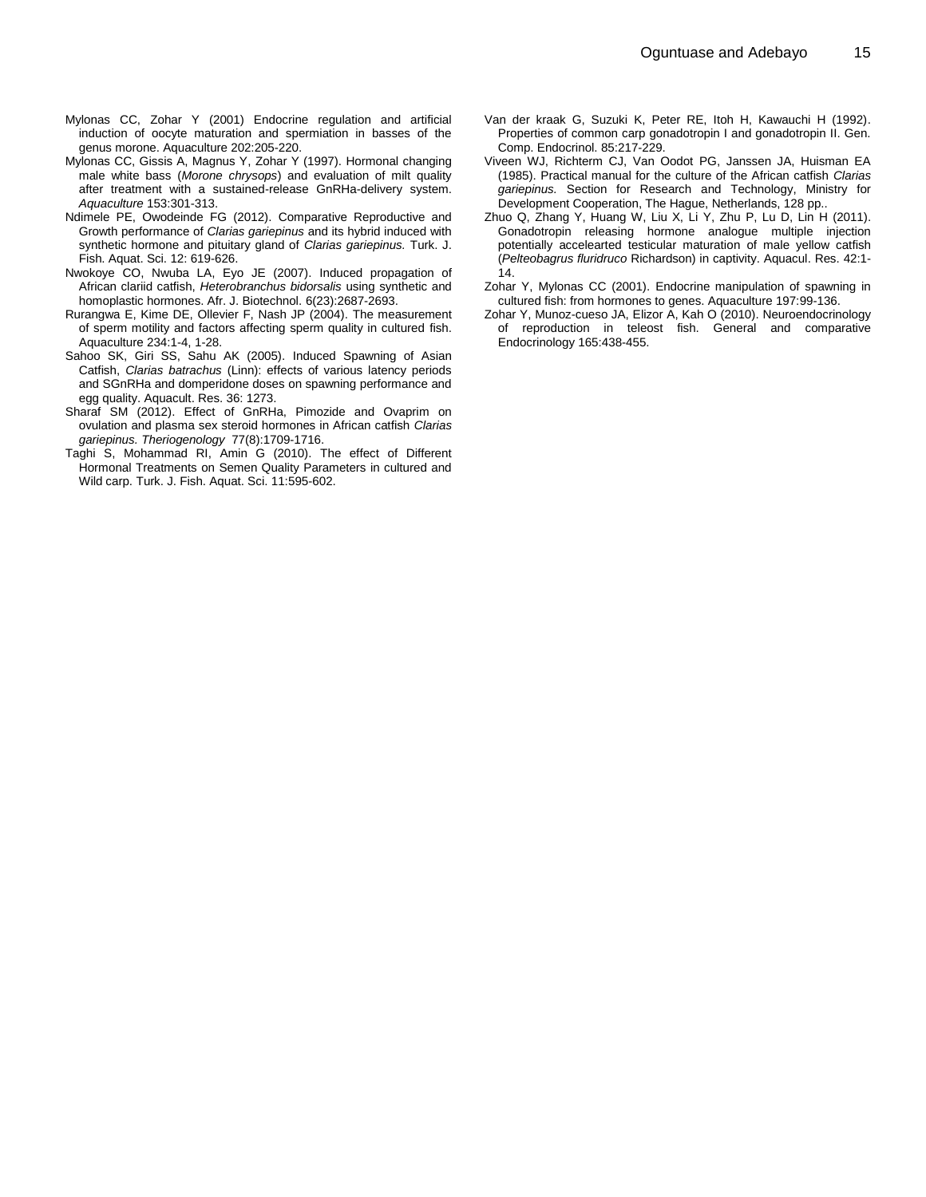Mylonas CC, Zohar Y (2001) Endocrine regulation and artificial induction of oocyte maturation and spermiation in basses of the genus morone. Aquaculture 202:205-220.

Mylonas CC, Gissis A, Magnus Y, Zohar Y (1997). Hormonal changing male white bass (*Morone chrysops*) and evaluation of milt quality after treatment with a sustained-release GnRHa-delivery system. *Aquaculture* 153:301-313.

Ndimele PE, Owodeinde FG (2012). Comparative Reproductive and Growth performance of *Clarias gariepinus* and its hybrid induced with synthetic hormone and pituitary gland of *Clarias gariepinus.* Turk. J. Fish. Aquat. Sci. 12: 619-626.

Nwokoye CO, Nwuba LA, Eyo JE (2007). Induced propagation of African clariid catfish, *Heterobranchus bidorsalis* using synthetic and homoplastic hormones. Afr. J. Biotechnol. 6(23):2687-2693.

Rurangwa E, Kime DE, Ollevier F, Nash JP (2004). The measurement of sperm motility and factors affecting sperm quality in cultured fish. Aquaculture 234:1-4, 1-28.

Sahoo SK, Giri SS, Sahu AK (2005). Induced Spawning of Asian Catfish, *Clarias batrachus* (Linn): effects of various latency periods and SGnRHa and domperidone doses on spawning performance and egg quality. Aquacult. Res. 36: 1273.

Sharaf SM (2012). Effect of GnRHa, Pimozide and Ovaprim on ovulation and plasma sex steroid hormones in African catfish *Clarias gariepinus. Theriogenology* 77(8):1709-1716.

Taghi S, Mohammad RI, Amin G (2010). The effect of Different Hormonal Treatments on Semen Quality Parameters in cultured and Wild carp. Turk. J. Fish. Aquat. Sci. 11:595-602.

Van der kraak G, Suzuki K, Peter RE, Itoh H, Kawauchi H (1992). Properties of common carp gonadotropin I and gonadotropin II. Gen. Comp. Endocrinol. 85:217-229.

Viveen WJ, Richterm CJ, Van Oodot PG, Janssen JA, Huisman EA (1985). Practical manual for the culture of the African catfish *Clarias gariepinus.* Section for Research and Technology, Ministry for Development Cooperation, The Hague, Netherlands, 128 pp..

Zhuo Q, Zhang Y, Huang W, Liu X, Li Y, Zhu P, Lu D, Lin H (2011). Gonadotropin releasing hormone analogue multiple injection potentially accelearted testicular maturation of male yellow catfish (*Pelteobagrus fluridruco* Richardson) in captivity. Aquacul. Res. 42:1-14.

Zohar Y, Mylonas CC (2001). Endocrine manipulation of spawning in cultured fish: from hormones to genes. Aquaculture 197:99-136.

Zohar Y, Munoz-cueso JA, Elizor A, Kah O (2010). Neuroendocrinology of reproduction in teleost fish. General and comparative Endocrinology 165:438-455.